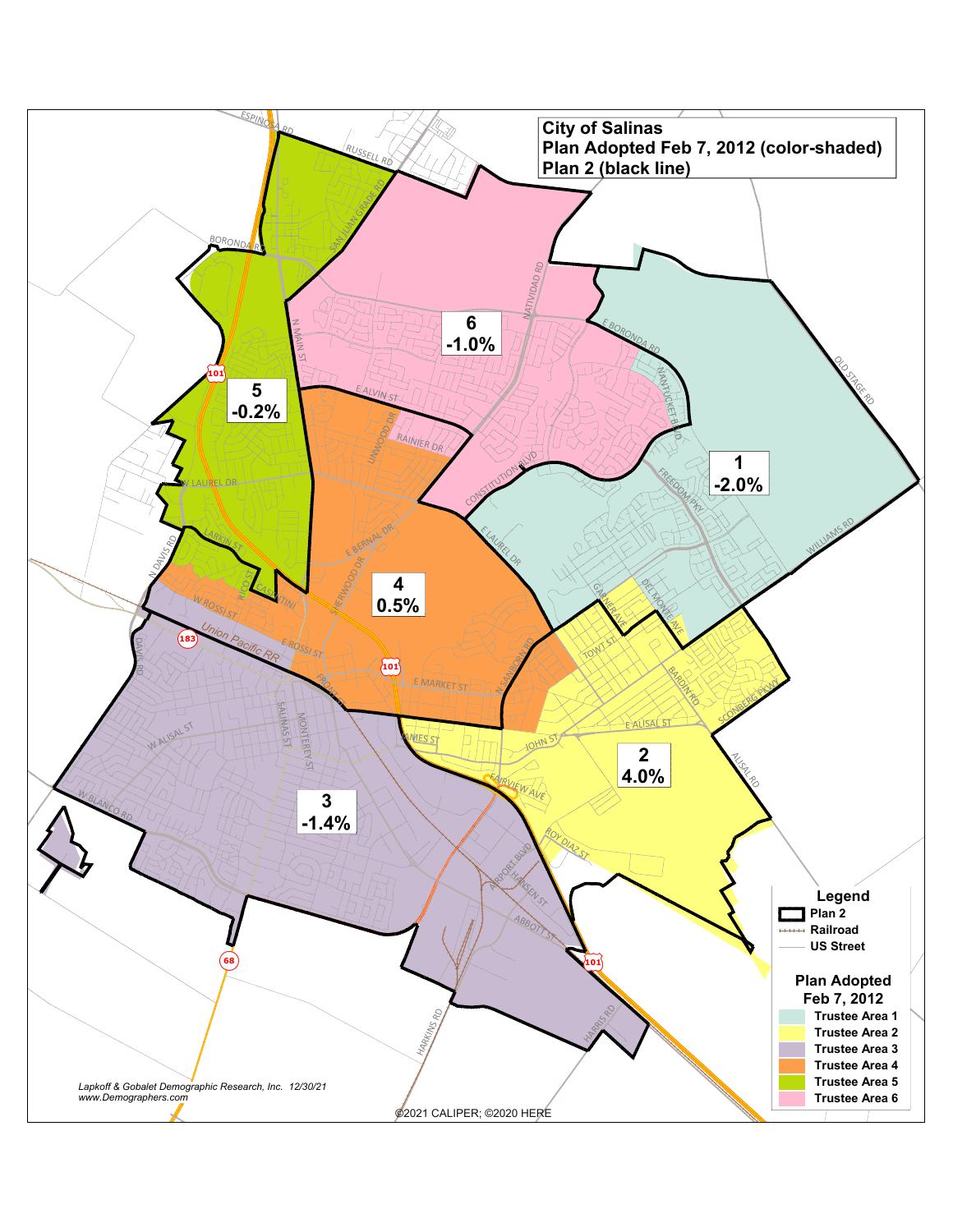# City of Salinas
## Plan Adopted Feb 7, 2012 (color-shaded)
## Plan 2 (black line)

| Area | Deviation |
|---|---|
| 1 | -2.0% |
| 2 | 4.0% |
| 3 | -1.4% |
| 4 | 0.5% |
| 5 | -0.2% |
| 6 | -1.0% |

**Legend**

- Plan 2
- Railroad
- US Street

**Plan Adopted Feb 7, 2012**

- Trustee Area 1
- Trustee Area 2
- Trustee Area 3
- Trustee Area 4
- Trustee Area 5
- Trustee Area 6

*Lapkoff & Gobalet Demographic Research, Inc. 12/30/21*
*www.Demographers.com*

©2021 CALIPER; ©2020 HERE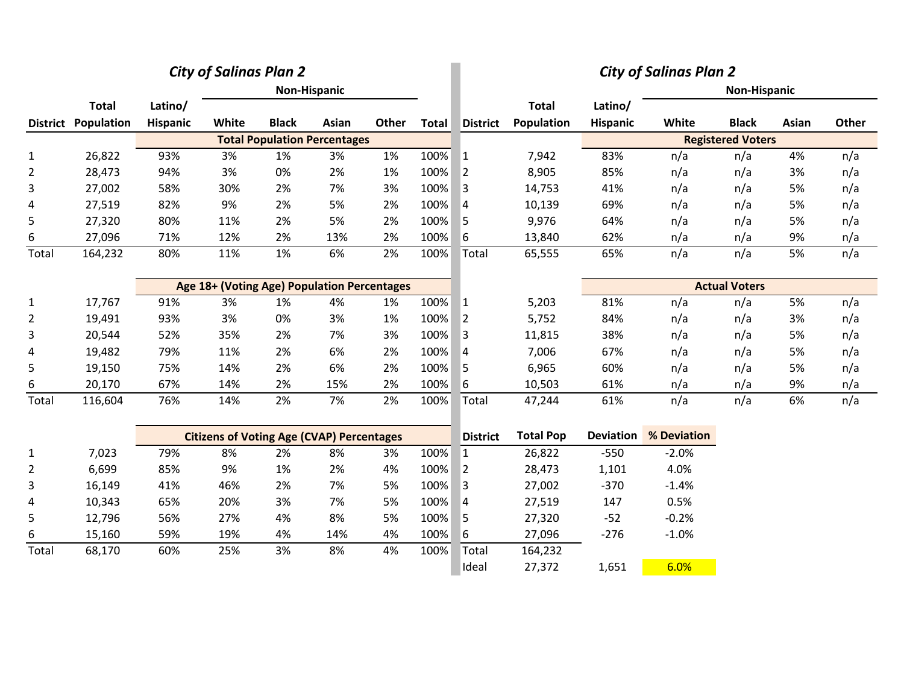## City of Salinas Plan 2

| District | Total Population | Latino/ Hispanic | Non-Hispanic White | Non-Hispanic Black | Non-Hispanic Asian | Non-Hispanic Other | Total |
|---|---|---|---|---|---|---|---|
| | | **Total Population Percentages** | | | | | |
| 1 | 26,822 | 93% | 3% | 1% | 3% | 1% | 100% |
| 2 | 28,473 | 94% | 3% | 0% | 2% | 1% | 100% |
| 3 | 27,002 | 58% | 30% | 2% | 7% | 3% | 100% |
| 4 | 27,519 | 82% | 9% | 2% | 5% | 2% | 100% |
| 5 | 27,320 | 80% | 11% | 2% | 5% | 2% | 100% |
| 6 | 27,096 | 71% | 12% | 2% | 13% | 2% | 100% |
| Total | 164,232 | 80% | 11% | 1% | 6% | 2% | 100% |
| | | **Age 18+ (Voting Age) Population Percentages** | | | | | |
| 1 | 17,767 | 91% | 3% | 1% | 4% | 1% | 100% |
| 2 | 19,491 | 93% | 3% | 0% | 3% | 1% | 100% |
| 3 | 20,544 | 52% | 35% | 2% | 7% | 3% | 100% |
| 4 | 19,482 | 79% | 11% | 2% | 6% | 2% | 100% |
| 5 | 19,150 | 75% | 14% | 2% | 6% | 2% | 100% |
| 6 | 20,170 | 67% | 14% | 2% | 15% | 2% | 100% |
| Total | 116,604 | 76% | 14% | 2% | 7% | 2% | 100% |
| | | **Citizens of Voting Age (CVAP) Percentages** | | | | | |
| 1 | 7,023 | 79% | 8% | 2% | 8% | 3% | 100% |
| 2 | 6,699 | 85% | 9% | 1% | 2% | 4% | 100% |
| 3 | 16,149 | 41% | 46% | 2% | 7% | 5% | 100% |
| 4 | 10,343 | 65% | 20% | 3% | 7% | 5% | 100% |
| 5 | 12,796 | 56% | 27% | 4% | 8% | 5% | 100% |
| 6 | 15,160 | 59% | 19% | 4% | 14% | 4% | 100% |
| Total | 68,170 | 60% | 25% | 3% | 8% | 4% | 100% |

## City of Salinas Plan 2

| District | Total Population | Latino/ Hispanic | Non-Hispanic White | Non-Hispanic Black | Non-Hispanic Asian | Non-Hispanic Other |
|---|---|---|---|---|---|---|
| | | **Registered Voters** | | | | |
| 1 | 7,942 | 83% | n/a | n/a | 4% | n/a |
| 2 | 8,905 | 85% | n/a | n/a | 3% | n/a |
| 3 | 14,753 | 41% | n/a | n/a | 5% | n/a |
| 4 | 10,139 | 69% | n/a | n/a | 5% | n/a |
| 5 | 9,976 | 64% | n/a | n/a | 5% | n/a |
| 6 | 13,840 | 62% | n/a | n/a | 9% | n/a |
| Total | 65,555 | 65% | n/a | n/a | 5% | n/a |
| | | **Actual Voters** | | | | |
| 1 | 5,203 | 81% | n/a | n/a | 5% | n/a |
| 2 | 5,752 | 84% | n/a | n/a | 3% | n/a |
| 3 | 11,815 | 38% | n/a | n/a | 5% | n/a |
| 4 | 7,006 | 67% | n/a | n/a | 5% | n/a |
| 5 | 6,965 | 60% | n/a | n/a | 5% | n/a |
| 6 | 10,503 | 61% | n/a | n/a | 9% | n/a |
| Total | 47,244 | 61% | n/a | n/a | 6% | n/a |

| District | Total Pop | Deviation | % Deviation |
|---|---|---|---|
| 1 | 26,822 | -550 | -2.0% |
| 2 | 28,473 | 1,101 | 4.0% |
| 3 | 27,002 | -370 | -1.4% |
| 4 | 27,519 | 147 | 0.5% |
| 5 | 27,320 | -52 | -0.2% |
| 6 | 27,096 | -276 | -1.0% |
| Total | 164,232 | | |
| Ideal | 27,372 | 1,651 | 6.0% |